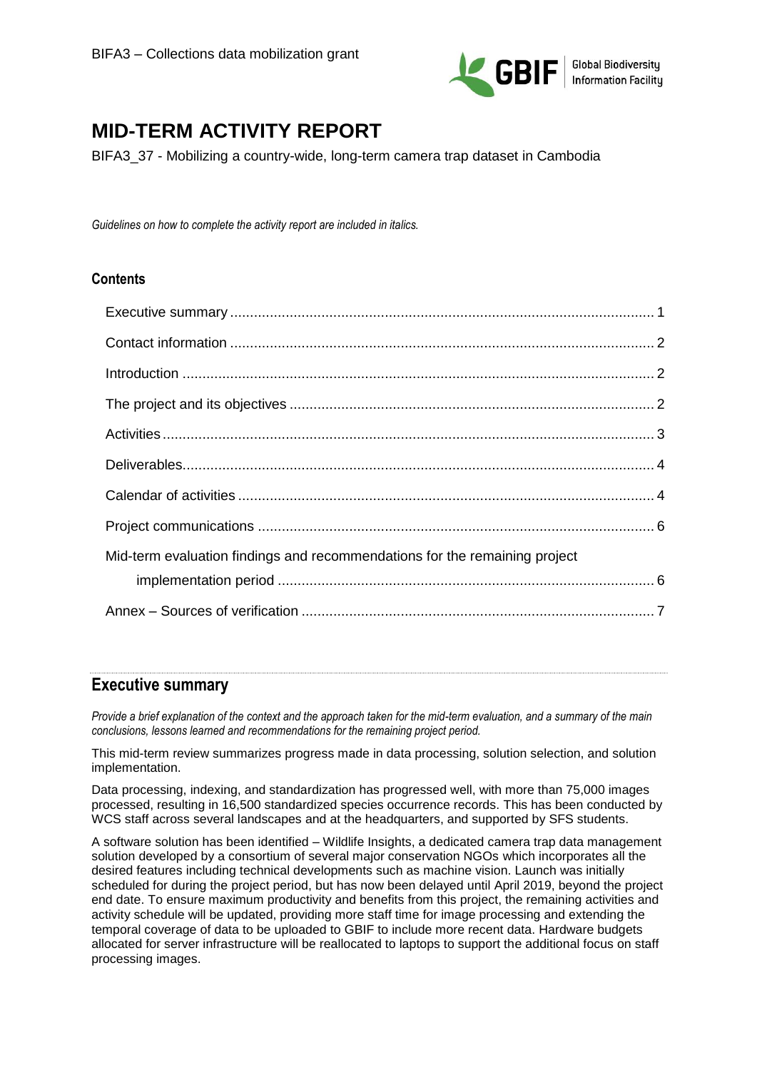BIFA3 – Collections data mobilization grant

# MID-TERM ACTIVITY REPORT

BIFA3_37 - Mobilizing a country-wide, long-term camera trap dataset in Cambodia

*Guidelines on how to complete the activity report are included in italics.*

### Contents

- Executive summary ........................................................................................................... 1
- Contact information ........................................................................................................... 2
- Introduction ........................................................................................................... 2
- The project and its objectives ........................................................................................................... 2
- Activities ........................................................................................................... 3
- Deliverables ........................................................................................................... 4
- Calendar of activities ........................................................................................................... 4
- Project communications ........................................................................................................... 6
- Mid-term evaluation findings and recommendations for the remaining project implementation period ........................................................................................................... 6
- Annex – Sources of verification ........................................................................................................... 7

## Executive summary

*Provide a brief explanation of the context and the approach taken for the mid-term evaluation, and a summary of the main conclusions, lessons learned and recommendations for the remaining project period.*

This mid-term review summarizes progress made in data processing, solution selection, and solution implementation.

Data processing, indexing, and standardization has progressed well, with more than 75,000 images processed, resulting in 16,500 standardized species occurrence records. This has been conducted by WCS staff across several landscapes and at the headquarters, and supported by SFS students.

A software solution has been identified – Wildlife Insights, a dedicated camera trap data management solution developed by a consortium of several major conservation NGOs which incorporates all the desired features including technical developments such as machine vision. Launch was initially scheduled for during the project period, but has now been delayed until April 2019, beyond the project end date. To ensure maximum productivity and benefits from this project, the remaining activities and activity schedule will be updated, providing more staff time for image processing and extending the temporal coverage of data to be uploaded to GBIF to include more recent data. Hardware budgets allocated for server infrastructure will be reallocated to laptops to support the additional focus on staff processing images.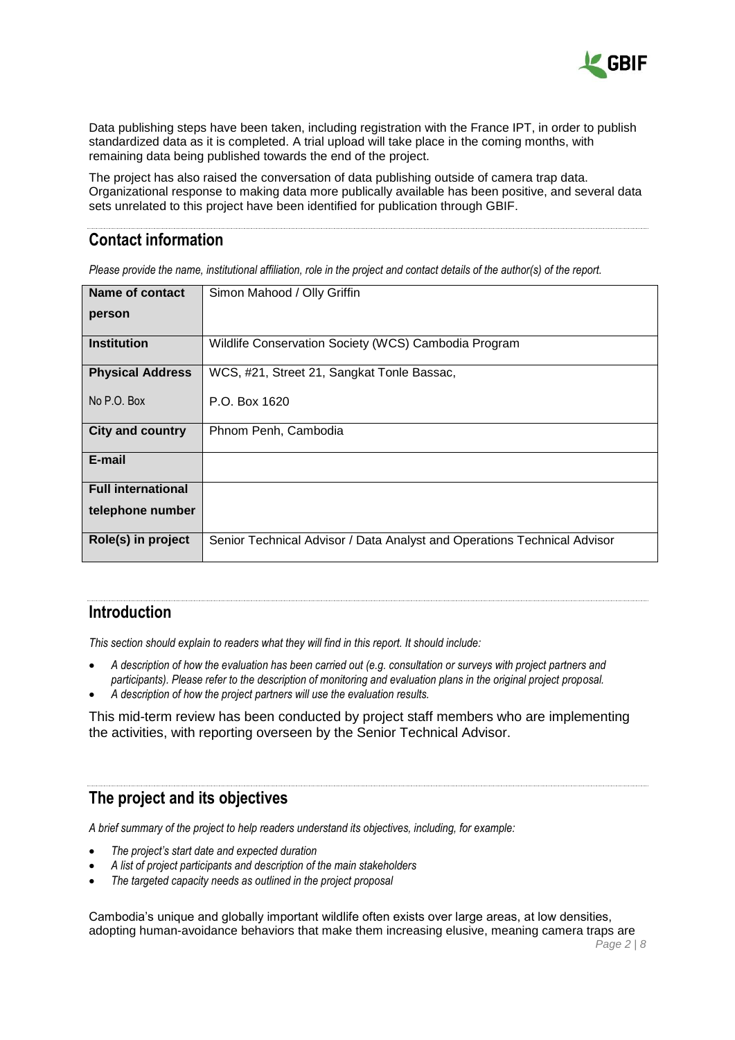Data publishing steps have been taken, including registration with the France IPT, in order to publish standardized data as it is completed. A trial upload will take place in the coming months, with remaining data being published towards the end of the project.

The project has also raised the conversation of data publishing outside of camera trap data. Organizational response to making data more publically available has been positive, and several data sets unrelated to this project have been identified for publication through GBIF.

## Contact information

*Please provide the name, institutional affiliation, role in the project and contact details of the author(s) of the report.*

| **Name of contact person** | Simon Mahood / Olly Griffin |
|---|---|
| **Institution** | Wildlife Conservation Society (WCS) Cambodia Program |
| **Physical Address**<br>No P.O. Box | WCS, #21, Street 21, Sangkat Tonle Bassac,<br>P.O. Box 1620 |
| **City and country** | Phnom Penh, Cambodia |
| **E-mail** | |
| **Full international telephone number** | |
| **Role(s) in project** | Senior Technical Advisor / Data Analyst and Operations Technical Advisor |

## Introduction

*This section should explain to readers what they will find in this report. It should include:*

- *A description of how the evaluation has been carried out (e.g. consultation or surveys with project partners and participants). Please refer to the description of monitoring and evaluation plans in the original project proposal.*
- *A description of how the project partners will use the evaluation results.*

This mid-term review has been conducted by project staff members who are implementing the activities, with reporting overseen by the Senior Technical Advisor.

## The project and its objectives

*A brief summary of the project to help readers understand its objectives, including, for example:*

- *The project's start date and expected duration*
- *A list of project participants and description of the main stakeholders*
- *The targeted capacity needs as outlined in the project proposal*

Cambodia's unique and globally important wildlife often exists over large areas, at low densities, adopting human-avoidance behaviors that make them increasing elusive, meaning camera traps are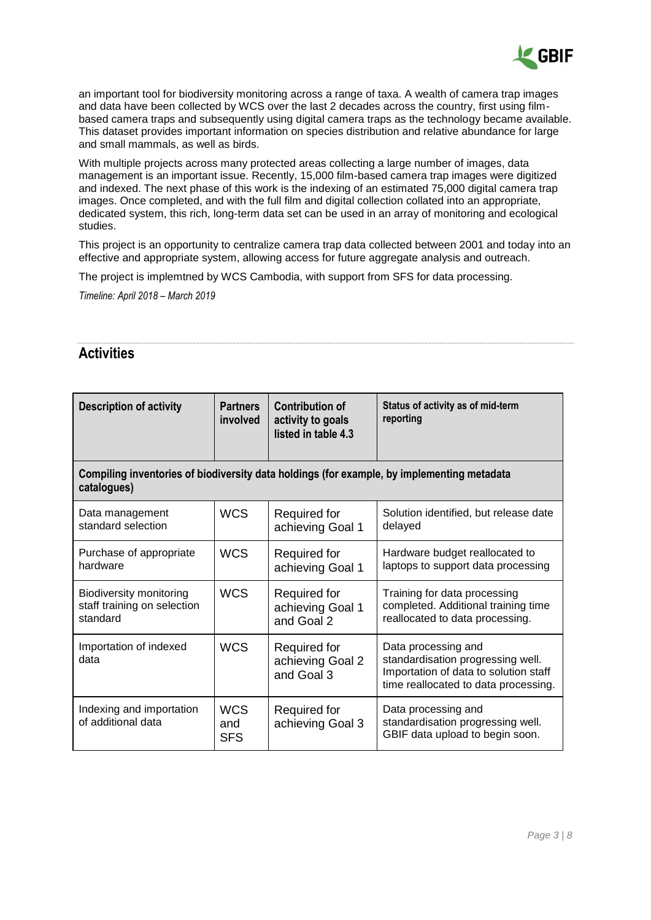an important tool for biodiversity monitoring across a range of taxa. A wealth of camera trap images and data have been collected by WCS over the last 2 decades across the country, first using film-based camera traps and subsequently using digital camera traps as the technology became available. This dataset provides important information on species distribution and relative abundance for large and small mammals, as well as birds.

With multiple projects across many protected areas collecting a large number of images, data management is an important issue. Recently, 15,000 film-based camera trap images were digitized and indexed. The next phase of this work is the indexing of an estimated 75,000 digital camera trap images. Once completed, and with the full film and digital collection collated into an appropriate, dedicated system, this rich, long-term data set can be used in an array of monitoring and ecological studies.

This project is an opportunity to centralize camera trap data collected between 2001 and today into an effective and appropriate system, allowing access for future aggregate analysis and outreach.

The project is implemtned by WCS Cambodia, with support from SFS for data processing.

*Timeline: April 2018 – March 2019*

## Activities

| Description of activity | Partners involved | Contribution of activity to goals listed in table 4.3 | Status of activity as of mid-term reporting |
|---|---|---|---|
| **Compiling inventories of biodiversity data holdings (for example, by implementing metadata catalogues)** | | | |
| Data management standard selection | WCS | Required for achieving Goal 1 | Solution identified, but release date delayed |
| Purchase of appropriate hardware | WCS | Required for achieving Goal 1 | Hardware budget reallocated to laptops to support data processing |
| Biodiversity monitoring staff training on selection standard | WCS | Required for achieving Goal 1 and Goal 2 | Training for data processing completed. Additional training time reallocated to data processing. |
| Importation of indexed data | WCS | Required for achieving Goal 2 and Goal 3 | Data processing and standardisation progressing well. Importation of data to solution staff time reallocated to data processing. |
| Indexing and importation of additional data | WCS and SFS | Required for achieving Goal 3 | Data processing and standardisation progressing well. GBIF data upload to begin soon. |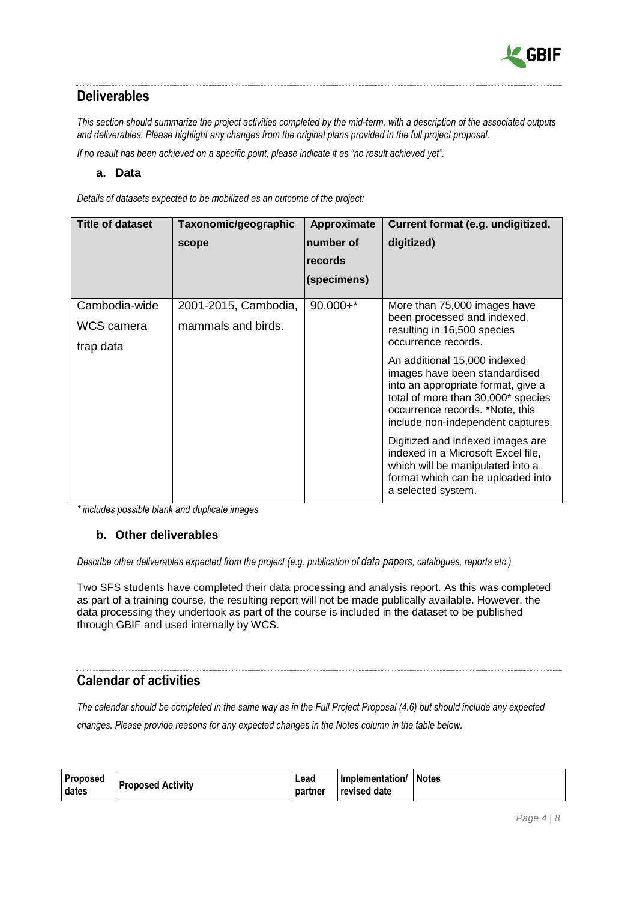## Deliverables

*This section should summarize the project activities completed by the mid-term, with a description of the associated outputs and deliverables. Please highlight any changes from the original plans provided in the full project proposal.*

*If no result has been achieved on a specific point, please indicate it as "no result achieved yet".*

### a. Data

*Details of datasets expected to be mobilized as an outcome of the project:*

| Title of dataset | Taxonomic/geographic scope | Approximate number of records (specimens) | Current format (e.g. undigitized, digitized) |
|---|---|---|---|
| Cambodia-wide WCS camera trap data | 2001-2015, Cambodia, mammals and birds. | 90,000+* | More than 75,000 images have been processed and indexed, resulting in 16,500 species occurrence records.<br><br>An additional 15,000 indexed images have been standardised into an appropriate format, give a total of more than 30,000* species occurrence records. *Note, this include non-independent captures.<br><br>Digitized and indexed images are indexed in a Microsoft Excel file, which will be manipulated into a format which can be uploaded into a selected system. |

*\* includes possible blank and duplicate images*

### b. Other deliverables

*Describe other deliverables expected from the project (e.g. publication of data papers, catalogues, reports etc.)*

Two SFS students have completed their data processing and analysis report. As this was completed as part of a training course, the resulting report will not be made publically available. However, the data processing they undertook as part of the course is included in the dataset to be published through GBIF and used internally by WCS.

## Calendar of activities

*The calendar should be completed in the same way as in the Full Project Proposal (4.6) but should include any expected changes. Please provide reasons for any expected changes in the Notes column in the table below.*

| Proposed dates | Proposed Activity | Lead partner | Implementation/ revised date | Notes |
|---|---|---|---|---|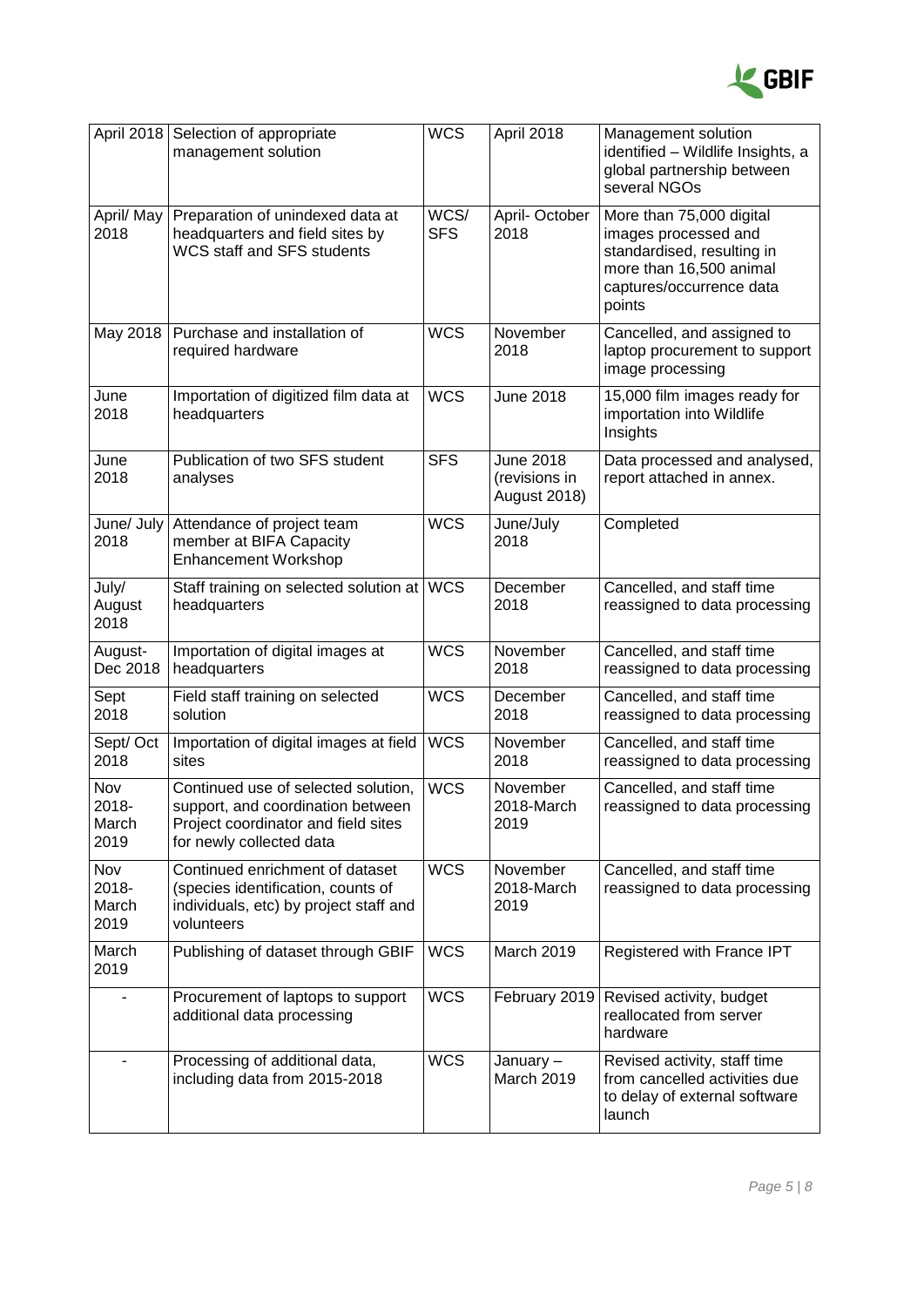| April 2018 | Selection of appropriate management solution | WCS | April 2018 | Management solution identified – Wildlife Insights, a global partnership between several NGOs |
|---|---|---|---|---|
| April/ May 2018 | Preparation of unindexed data at headquarters and field sites by WCS staff and SFS students | WCS/ SFS | April- October 2018 | More than 75,000 digital images processed and standardised, resulting in more than 16,500 animal captures/occurrence data points |
| May 2018 | Purchase and installation of required hardware | WCS | November 2018 | Cancelled, and assigned to laptop procurement to support image processing |
| June 2018 | Importation of digitized film data at headquarters | WCS | June 2018 | 15,000 film images ready for importation into Wildlife Insights |
| June 2018 | Publication of two SFS student analyses | SFS | June 2018 (revisions in August 2018) | Data processed and analysed, report attached in annex. |
| June/ July 2018 | Attendance of project team member at BIFA Capacity Enhancement Workshop | WCS | June/July 2018 | Completed |
| July/ August 2018 | Staff training on selected solution at headquarters | WCS | December 2018 | Cancelled, and staff time reassigned to data processing |
| August- Dec 2018 | Importation of digital images at headquarters | WCS | November 2018 | Cancelled, and staff time reassigned to data processing |
| Sept 2018 | Field staff training on selected solution | WCS | December 2018 | Cancelled, and staff time reassigned to data processing |
| Sept/ Oct 2018 | Importation of digital images at field sites | WCS | November 2018 | Cancelled, and staff time reassigned to data processing |
| Nov 2018- March 2019 | Continued use of selected solution, support, and coordination between Project coordinator and field sites for newly collected data | WCS | November 2018-March 2019 | Cancelled, and staff time reassigned to data processing |
| Nov 2018- March 2019 | Continued enrichment of dataset (species identification, counts of individuals, etc) by project staff and volunteers | WCS | November 2018-March 2019 | Cancelled, and staff time reassigned to data processing |
| March 2019 | Publishing of dataset through GBIF | WCS | March 2019 | Registered with France IPT |
| - | Procurement of laptops to support additional data processing | WCS | February 2019 | Revised activity, budget reallocated from server hardware |
| - | Processing of additional data, including data from 2015-2018 | WCS | January – March 2019 | Revised activity, staff time from cancelled activities due to delay of external software launch |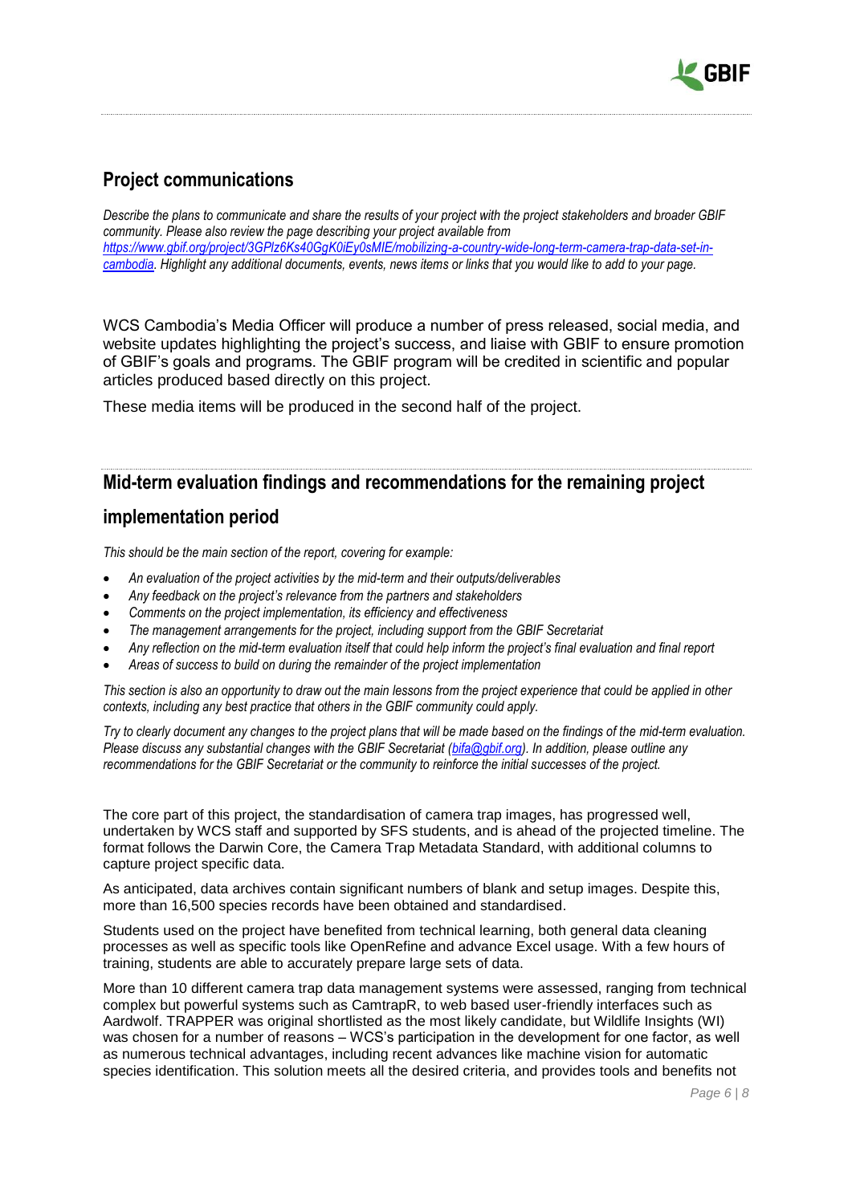## Project communications

*Describe the plans to communicate and share the results of your project with the project stakeholders and broader GBIF community. Please also review the page describing your project available from [https://www.gbif.org/project/3GPlz6Ks40GgK0iEy0sMIE/mobilizing-a-country-wide-long-term-camera-trap-data-set-in-cambodia](https://www.gbif.org/project/3GPlz6Ks40GgK0iEy0sMIE/mobilizing-a-country-wide-long-term-camera-trap-data-set-in-cambodia). Highlight any additional documents, events, news items or links that you would like to add to your page.*

WCS Cambodia's Media Officer will produce a number of press released, social media, and website updates highlighting the project's success, and liaise with GBIF to ensure promotion of GBIF's goals and programs. The GBIF program will be credited in scientific and popular articles produced based directly on this project.

These media items will be produced in the second half of the project.

## Mid-term evaluation findings and recommendations for the remaining project implementation period

*This should be the main section of the report, covering for example:*

- *An evaluation of the project activities by the mid-term and their outputs/deliverables*
- *Any feedback on the project's relevance from the partners and stakeholders*
- *Comments on the project implementation, its efficiency and effectiveness*
- *The management arrangements for the project, including support from the GBIF Secretariat*
- *Any reflection on the mid-term evaluation itself that could help inform the project's final evaluation and final report*
- *Areas of success to build on during the remainder of the project implementation*

*This section is also an opportunity to draw out the main lessons from the project experience that could be applied in other contexts, including any best practice that others in the GBIF community could apply.*

*Try to clearly document any changes to the project plans that will be made based on the findings of the mid-term evaluation. Please discuss any substantial changes with the GBIF Secretariat ([bifa@gbif.org](mailto:bifa@gbif.org)). In addition, please outline any recommendations for the GBIF Secretariat or the community to reinforce the initial successes of the project.*

The core part of this project, the standardisation of camera trap images, has progressed well, undertaken by WCS staff and supported by SFS students, and is ahead of the projected timeline. The format follows the Darwin Core, the Camera Trap Metadata Standard, with additional columns to capture project specific data.

As anticipated, data archives contain significant numbers of blank and setup images. Despite this, more than 16,500 species records have been obtained and standardised.

Students used on the project have benefited from technical learning, both general data cleaning processes as well as specific tools like OpenRefine and advance Excel usage. With a few hours of training, students are able to accurately prepare large sets of data.

More than 10 different camera trap data management systems were assessed, ranging from technical complex but powerful systems such as CamtrapR, to web based user-friendly interfaces such as Aardwolf. TRAPPER was original shortlisted as the most likely candidate, but Wildlife Insights (WI) was chosen for a number of reasons – WCS's participation in the development for one factor, as well as numerous technical advantages, including recent advances like machine vision for automatic species identification. This solution meets all the desired criteria, and provides tools and benefits not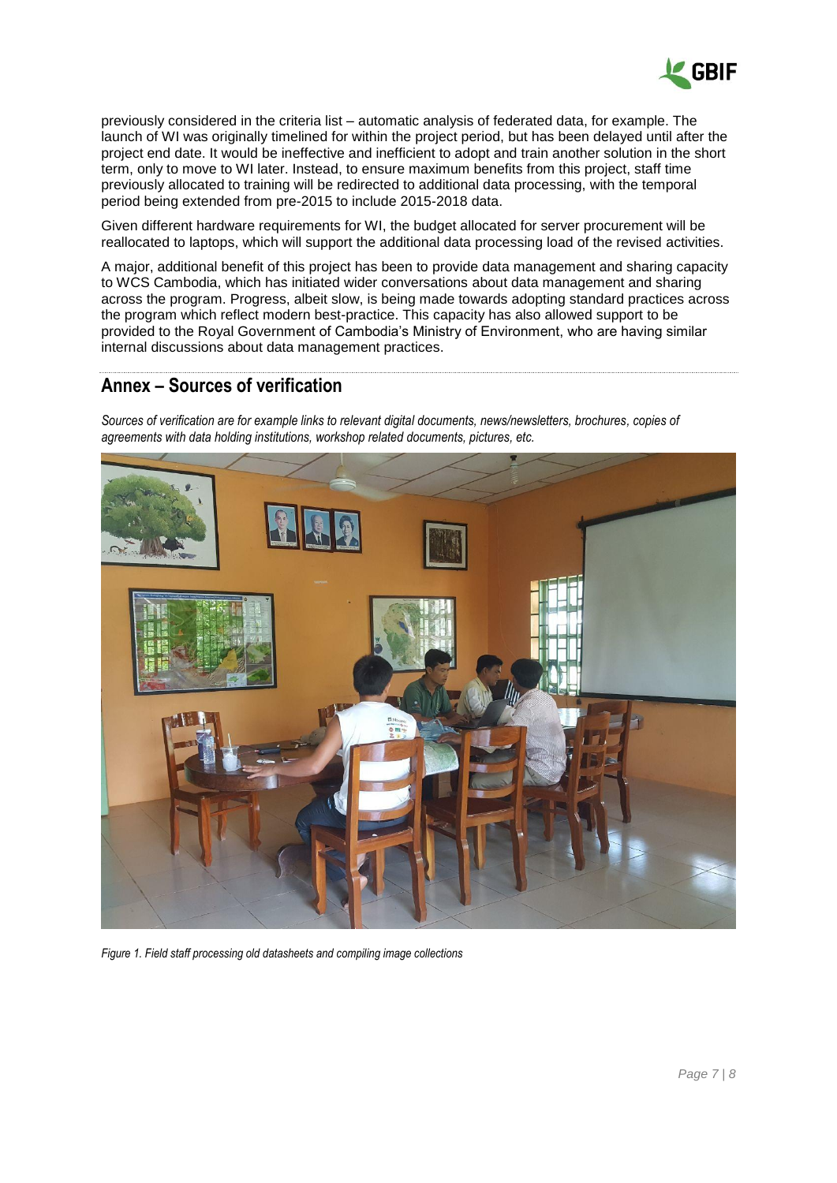previously considered in the criteria list – automatic analysis of federated data, for example. The launch of WI was originally timelined for within the project period, but has been delayed until after the project end date. It would be ineffective and inefficient to adopt and train another solution in the short term, only to move to WI later. Instead, to ensure maximum benefits from this project, staff time previously allocated to training will be redirected to additional data processing, with the temporal period being extended from pre-2015 to include 2015-2018 data.

Given different hardware requirements for WI, the budget allocated for server procurement will be reallocated to laptops, which will support the additional data processing load of the revised activities.

A major, additional benefit of this project has been to provide data management and sharing capacity to WCS Cambodia, which has initiated wider conversations about data management and sharing across the program. Progress, albeit slow, is being made towards adopting standard practices across the program which reflect modern best-practice. This capacity has also allowed support to be provided to the Royal Government of Cambodia's Ministry of Environment, who are having similar internal discussions about data management practices.

## Annex – Sources of verification

*Sources of verification are for example links to relevant digital documents, news/newsletters, brochures, copies of agreements with data holding institutions, workshop related documents, pictures, etc.*

*Figure 1. Field staff processing old datasheets and compiling image collections*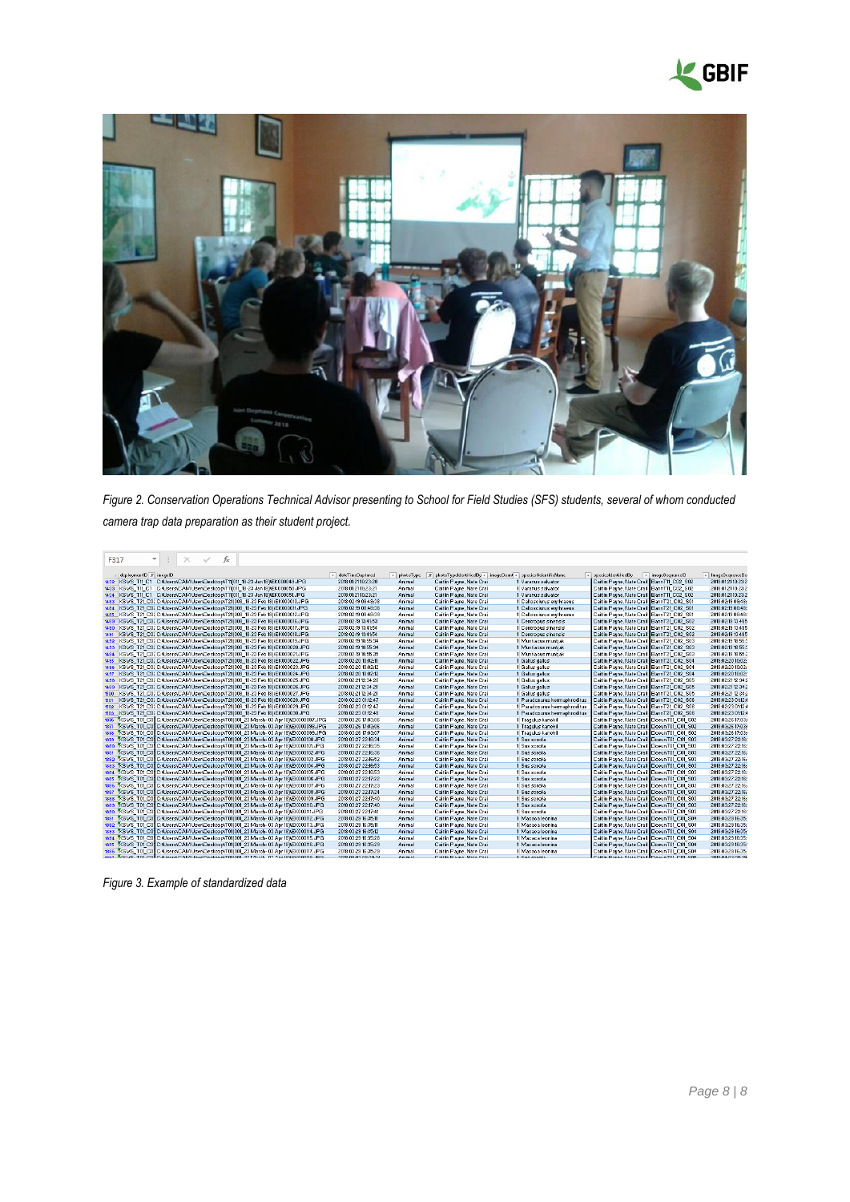*Figure 2. Conservation Operations Technical Advisor presenting to School for Field Studies (SFS) students, several of whom conducted camera trap data preparation as their student project.*

*Figure 3. Example of standardized data*